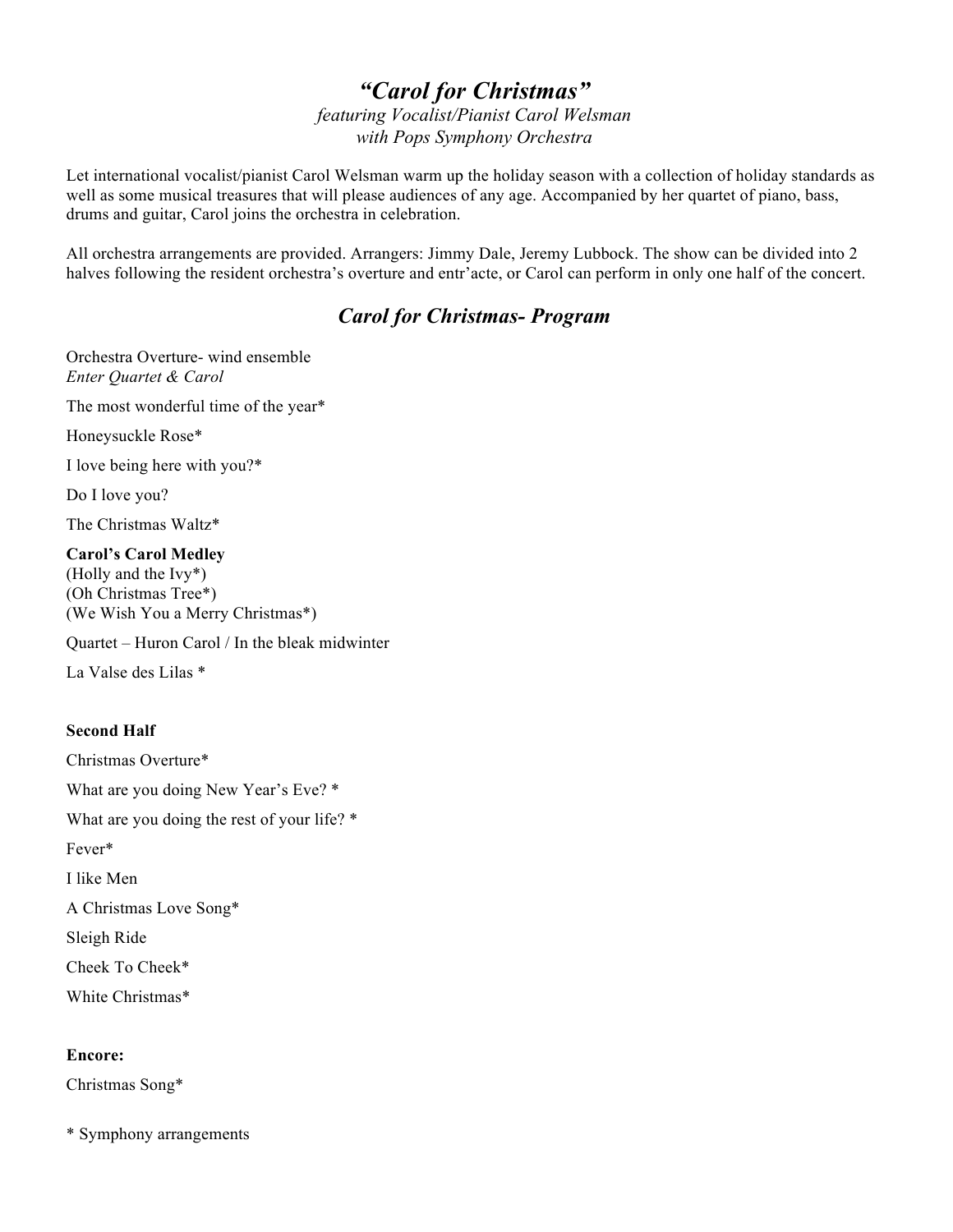# *"Carol for Christmas"*

*featuring Vocalist/Pianist Carol Welsman*
*with Pops Symphony Orchestra*

Let international vocalist/pianist Carol Welsman warm up the holiday season with a collection of holiday standards as well as some musical treasures that will please audiences of any age. Accompanied by her quartet of piano, bass, drums and guitar, Carol joins the orchestra in celebration.

All orchestra arrangements are provided. Arrangers: Jimmy Dale, Jeremy Lubbock. The show can be divided into 2 halves following the resident orchestra's overture and entr'acte, or Carol can perform in only one half of the concert.

## *Carol for Christmas- Program*

Orchestra Overture- wind ensemble
*Enter Quartet & Carol*

The most wonderful time of the year*

Honeysuckle Rose*

I love being here with you?*

Do I love you?

The Christmas Waltz*

**Carol's Carol Medley**
(Holly and the Ivy*)
(Oh Christmas Tree*)
(We Wish You a Merry Christmas*)

Quartet – Huron Carol / In the bleak midwinter

La Valse des Lilas *

**Second Half**

Christmas Overture*

What are you doing New Year's Eve? *

What are you doing the rest of your life? *

Fever*

I like Men

A Christmas Love Song*

Sleigh Ride

Cheek To Cheek*

White Christmas*

**Encore:**

Christmas Song*

* Symphony arrangements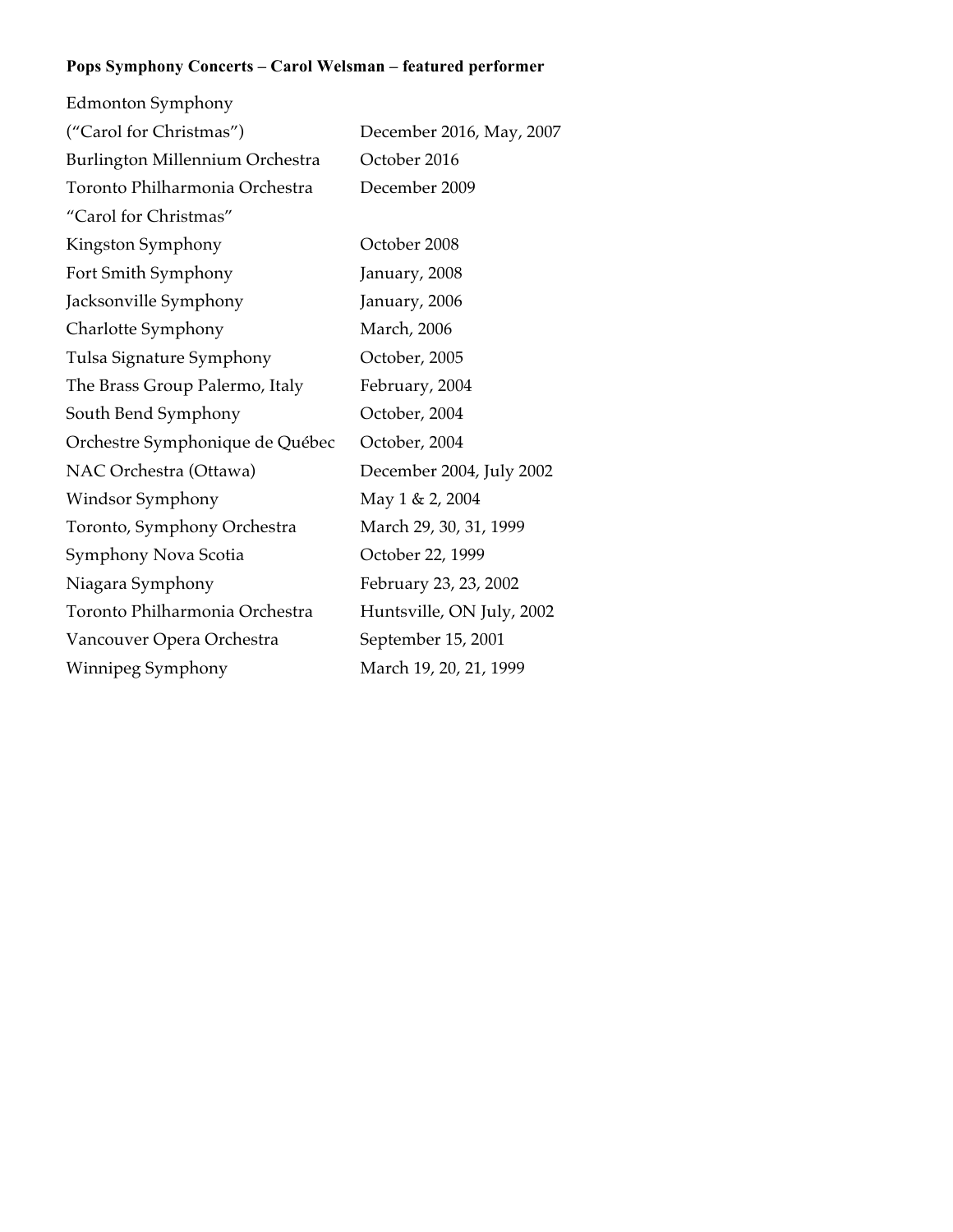**Pops Symphony Concerts – Carol Welsman – featured performer**

| | |
|---|---|
| Edmonton Symphony | |
| ("Carol for Christmas") | December 2016, May, 2007 |
| Burlington Millennium Orchestra | October 2016 |
| Toronto Philharmonia Orchestra | December 2009 |
| "Carol for Christmas" | |
| Kingston Symphony | October 2008 |
| Fort Smith Symphony | January, 2008 |
| Jacksonville Symphony | January, 2006 |
| Charlotte Symphony | March, 2006 |
| Tulsa Signature Symphony | October, 2005 |
| The Brass Group Palermo, Italy | February, 2004 |
| South Bend Symphony | October, 2004 |
| Orchestre Symphonique de Québec | October, 2004 |
| NAC Orchestra (Ottawa) | December 2004, July 2002 |
| Windsor Symphony | May 1 & 2, 2004 |
| Toronto, Symphony Orchestra | March 29, 30, 31, 1999 |
| Symphony Nova Scotia | October 22, 1999 |
| Niagara Symphony | February 23, 23, 2002 |
| Toronto Philharmonia Orchestra | Huntsville, ON July, 2002 |
| Vancouver Opera Orchestra | September 15, 2001 |
| Winnipeg Symphony | March 19, 20, 21, 1999 |